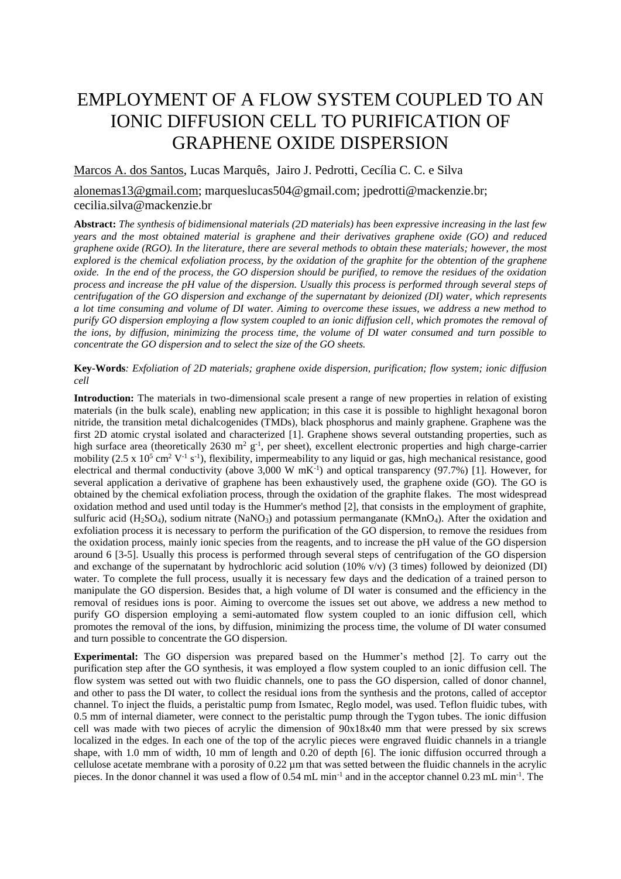# EMPLOYMENT OF A FLOW SYSTEM COUPLED TO AN IONIC DIFFUSION CELL TO PURIFICATION OF GRAPHENE OXIDE DISPERSION

Marcos A. dos Santos, Lucas Marquês, Jairo J. Pedrotti, Cecília C. C. e Silva

alonemas13@gmail.com; marqueslucas504@gmail.com; jpedrotti@mackenzie.br; cecilia.silva@mackenzie.br

**Abstract:** *The synthesis of bidimensional materials (2D materials) has been expressive increasing in the last few years and the most obtained material is graphene and their derivatives graphene oxide (GO) and reduced graphene oxide (RGO). In the literature, there are several methods to obtain these materials; however, the most explored is the chemical exfoliation process, by the oxidation of the graphite for the obtention of the graphene oxide. In the end of the process, the GO dispersion should be purified, to remove the residues of the oxidation process and increase the pH value of the dispersion. Usually this process is performed through several steps of centrifugation of the GO dispersion and exchange of the supernatant by deionized (DI) water, which represents a lot time consuming and volume of DI water. Aiming to overcome these issues, we address a new method to purify GO dispersion employing a flow system coupled to an ionic diffusion cell, which promotes the removal of the ions, by diffusion, minimizing the process time, the volume of DI water consumed and turn possible to concentrate the GO dispersion and to select the size of the GO sheets.*

**Key-Words**: *Exfoliation of 2D materials; graphene oxide dispersion, purification; flow system; ionic diffusion cell*

**Introduction:** The materials in two-dimensional scale present a range of new properties in relation of existing materials (in the bulk scale), enabling new application; in this case it is possible to highlight hexagonal boron nitride, the transition metal dichalcogenides (TMDs), black phosphorus and mainly graphene. Graphene was the first 2D atomic crystal isolated and characterized [1]. Graphene shows several outstanding properties, such as high surface area (theoretically 2630 $m^2 g^{-1}$, per sheet), excellent electronic properties and high charge-carrier mobility ($2.5 \times 10^5$ $cm^2 V^{-1} s^{-1}$), flexibility, impermeability to any liquid or gas, high mechanical resistance, good electrical and thermal conductivity (above 3,000 W $mK^{-1}$) and optical transparency (97.7%) [1]. However, for several application a derivative of graphene has been exhaustively used, the graphene oxide (GO). The GO is obtained by the chemical exfoliation process, through the oxidation of the graphite flakes. The most widespread oxidation method and used until today is the Hummer's method [2], that consists in the employment of graphite, sulfuric acid ($H_2SO_4$), sodium nitrate ($NaNO_3$) and potassium permanganate ($KMnO_4$). After the oxidation and exfoliation process it is necessary to perform the purification of the GO dispersion, to remove the residues from the oxidation process, mainly ionic species from the reagents, and to increase the pH value of the GO dispersion around 6 [3-5]. Usually this process is performed through several steps of centrifugation of the GO dispersion and exchange of the supernatant by hydrochloric acid solution (10% v/v) (3 times) followed by deionized (DI) water. To complete the full process, usually it is necessary few days and the dedication of a trained person to manipulate the GO dispersion. Besides that, a high volume of DI water is consumed and the efficiency in the removal of residues ions is poor. Aiming to overcome the issues set out above, we address a new method to purify GO dispersion employing a semi-automated flow system coupled to an ionic diffusion cell, which promotes the removal of the ions, by diffusion, minimizing the process time, the volume of DI water consumed and turn possible to concentrate the GO dispersion.

**Experimental:** The GO dispersion was prepared based on the Hummer's method [2]. To carry out the purification step after the GO synthesis, it was employed a flow system coupled to an ionic diffusion cell. The flow system was setted out with two fluidic channels, one to pass the GO dispersion, called of donor channel, and other to pass the DI water, to collect the residual ions from the synthesis and the protons, called of acceptor channel. To inject the fluids, a peristaltic pump from Ismatec, Reglo model, was used. Teflon fluidic tubes, with 0.5 mm of internal diameter, were connect to the peristaltic pump through the Tygon tubes. The ionic diffusion cell was made with two pieces of acrylic the dimension of 90x18x40 mm that were pressed by six screws localized in the edges. In each one of the top of the acrylic pieces were engraved fluidic channels in a triangle shape, with 1.0 mm of width, 10 mm of length and 0.20 of depth [6]. The ionic diffusion occurred through a cellulose acetate membrane with a porosity of 0.22 µm that was setted between the fluidic channels in the acrylic pieces. In the donor channel it was used a flow of 0.54 mL $min^{-1}$ and in the acceptor channel 0.23 mL $min^{-1}$. The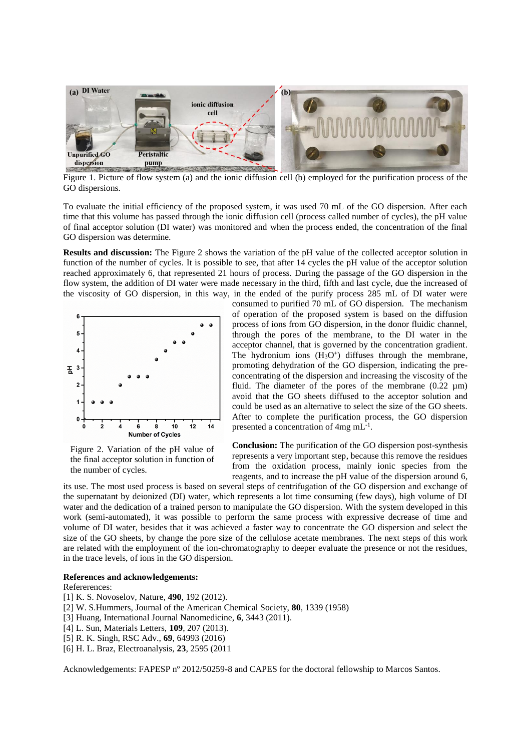(a) DI Water

Unpurified GO dispersion

Peristaltic pump

ionic diffusion cell

(b)

Figure 1. Picture of flow system (a) and the ionic diffusion cell (b) employed for the purification process of the GO dispersions.

To evaluate the initial efficiency of the proposed system, it was used 70 mL of the GO dispersion. After each time that this volume has passed through the ionic diffusion cell (process called number of cycles), the pH value of final acceptor solution (DI water) was monitored and when the process ended, the concentration of the final GO dispersion was determine.

**Results and discussion:** The Figure 2 shows the variation of the pH value of the collected acceptor solution in function of the number of cycles. It is possible to see, that after 14 cycles the pH value of the acceptor solution reached approximately 6, that represented 21 hours of process. During the passage of the GO dispersion in the flow system, the addition of DI water were made necessary in the third, fifth and last cycle, due the increased of the viscosity of GO dispersion, in this way, in the ended of the purify process 285 mL of DI water were consumed to purified 70 mL of GO dispersion. The mechanism of operation of the proposed system is based on the diffusion process of ions from GO dispersion, in the donor fluidic channel, through the pores of the membrane, to the DI water in the acceptor channel, that is governed by the concentration gradient. The hydronium ions ($H_3O^+$) diffuses through the membrane, promoting dehydration of the GO dispersion, indicating the pre-concentrating of the dispersion and increasing the viscosity of the fluid. The diameter of the pores of the membrane (0.22 µm) avoid that the GO sheets diffused to the acceptor solution and could be used as an alternative to select the size of the GO sheets. After to complete the purification process, the GO dispersion presented a concentration of 4mg $mL^{-1}$.

pH

0
1
2
3
4
5
6

0 2 4 6 8 10 12 14

Number of Cycles

Figure 2. Variation of the pH value of the final acceptor solution in function of the number of cycles.

**Conclusion:** The purification of the GO dispersion post-synthesis represents a very important step, because this remove the residues from the oxidation process, mainly ionic species from the reagents, and to increase the pH value of the dispersion around 6, its use. The most used process is based on several steps of centrifugation of the GO dispersion and exchange of the supernatant by deionized (DI) water, which represents a lot time consuming (few days), high volume of DI water and the dedication of a trained person to manipulate the GO dispersion. With the system developed in this work (semi-automated), it was possible to perform the same process with expressive decrease of time and volume of DI water, besides that it was achieved a faster way to concentrate the GO dispersion and select the size of the GO sheets, by change the pore size of the cellulose acetate membranes. The next steps of this work are related with the employment of the ion-chromatography to deeper evaluate the presence or not the residues, in the trace levels, of ions in the GO dispersion.

**References and acknowledgements:**

Refererences:

[1] K. S. Novoselov, Nature, **490**, 192 (2012).
[2] W. S.Hummers, Journal of the American Chemical Society, **80**, 1339 (1958)
[3] Huang, International Journal Nanomedicine, **6**, 3443 (2011).
[4] L. Sun, Materials Letters, **109**, 207 (2013).
[5] R. K. Singh, RSC Adv., **69**, 64993 (2016)
[6] H. L. Braz, Electroanalysis, **23**, 2595 (2011

Acknowledgements: FAPESP nº 2012/50259-8 and CAPES for the doctoral fellowship to Marcos Santos.